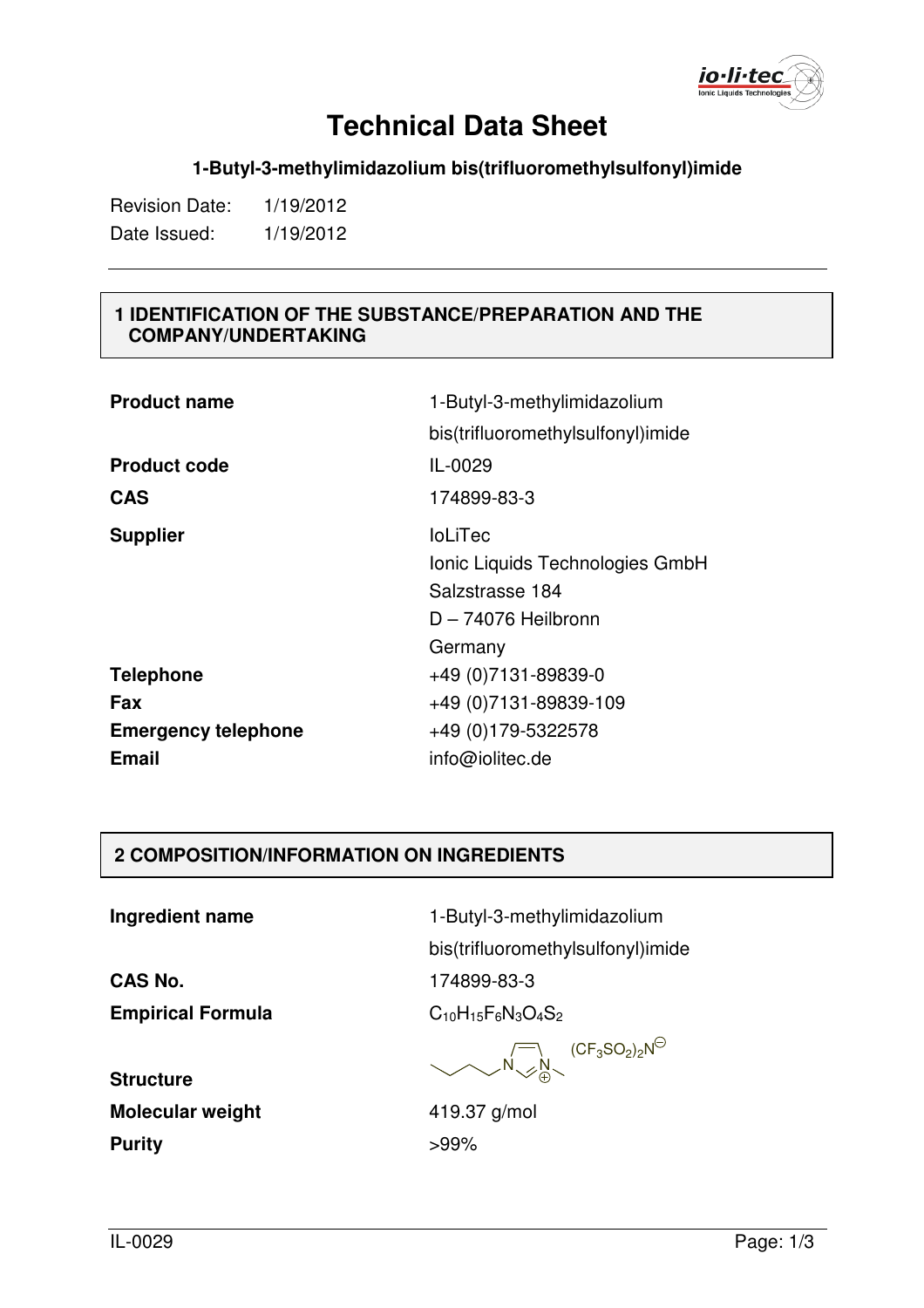# Technical Data Sheet

**1-Butyl-3-methylimidazolium bis(trifluoromethylsulfonyl)imide**

Revision Date: 1/19/2012
Date Issued: 1/19/2012

## 1 IDENTIFICATION OF THE SUBSTANCE/PREPARATION AND THE COMPANY/UNDERTAKING

| | |
|---|---|
| **Product name** | 1-Butyl-3-methylimidazolium bis(trifluoromethylsulfonyl)imide |
| **Product code** | IL-0029 |
| **CAS** | 174899-83-3 |
| **Supplier** | IoLiTec<br>Ionic Liquids Technologies GmbH<br>Salzstrasse 184<br>D – 74076 Heilbronn<br>Germany |
| **Telephone** | +49 (0)7131-89839-0 |
| **Fax** | +49 (0)7131-89839-109 |
| **Emergency telephone** | +49 (0)179-5322578 |
| **Email** | info@iolitec.de |

## 2 COMPOSITION/INFORMATION ON INGREDIENTS

| | |
|---|---|
| **Ingredient name** | 1-Butyl-3-methylimidazolium bis(trifluoromethylsulfonyl)imide |
| **CAS No.** | 174899-83-3 |
| **Empirical Formula** | $C_{10}H_{15}F_6N_3O_4S_2$ |
| **Structure** | $(CF_3SO_2)_2N^{\ominus}$ |
| **Molecular weight** | 419.37 g/mol |
| **Purity** | >99% |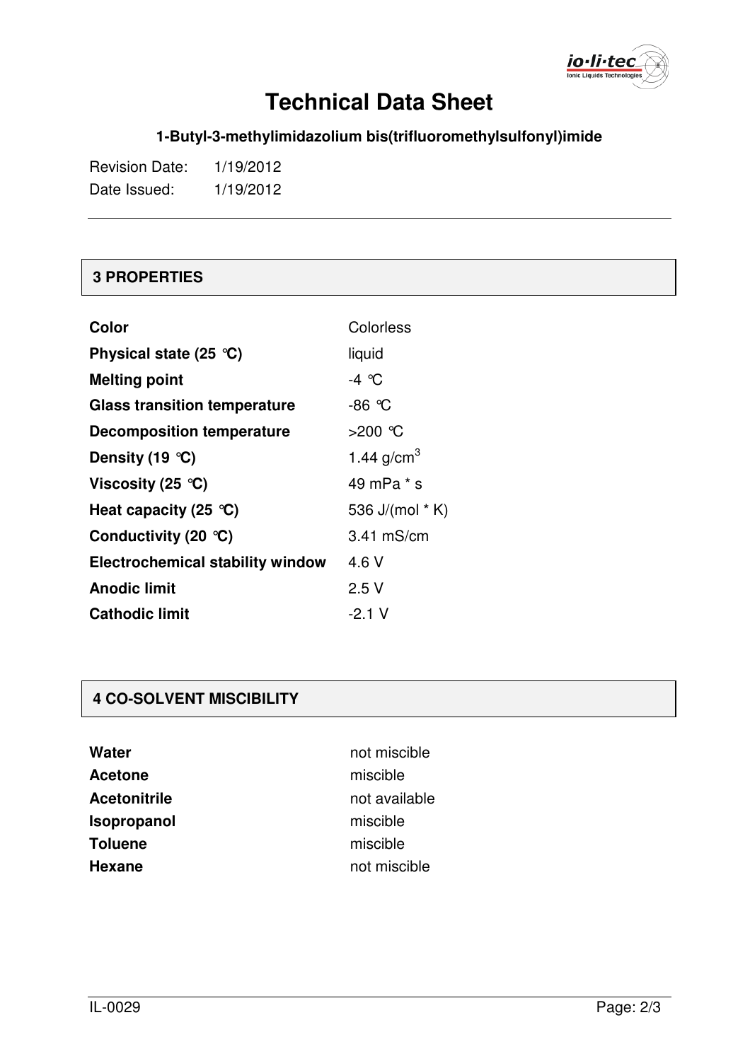# Technical Data Sheet

**1-Butyl-3-methylimidazolium bis(trifluoromethylsulfonyl)imide**

Revision Date: 1/19/2012
Date Issued: 1/19/2012

## 3 PROPERTIES

| | |
|---|---|
| **Color** | Colorless |
| **Physical state (25 °C)** | liquid |
| **Melting point** | -4 °C |
| **Glass transition temperature** | -86 °C |
| **Decomposition temperature** | >200 °C |
| **Density (19 °C)** | 1.44 g/cm$^3$ |
| **Viscosity (25 °C)** | 49 mPa * s |
| **Heat capacity (25 °C)** | 536 J/(mol * K) |
| **Conductivity (20 °C)** | 3.41 mS/cm |
| **Electrochemical stability window** | 4.6 V |
| **Anodic limit** | 2.5 V |
| **Cathodic limit** | -2.1 V |

## 4 CO-SOLVENT MISCIBILITY

| | |
|---|---|
| **Water** | not miscible |
| **Acetone** | miscible |
| **Acetonitrile** | not available |
| **Isopropanol** | miscible |
| **Toluene** | miscible |
| **Hexane** | not miscible |

IL-0029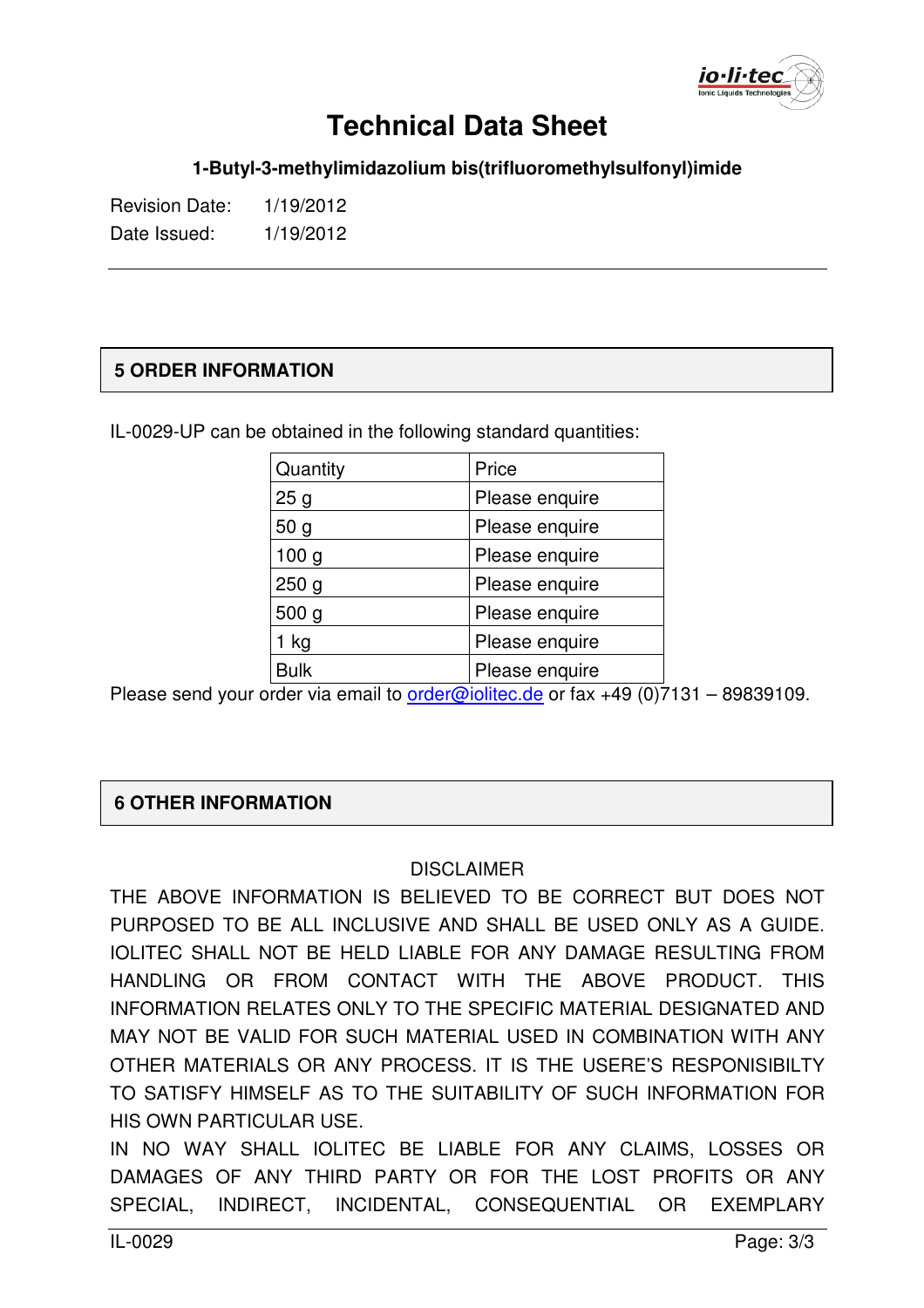# Technical Data Sheet

**1-Butyl-3-methylimidazolium bis(trifluoromethylsulfonyl)imide**

Revision Date: 1/19/2012
Date Issued: 1/19/2012

## 5 ORDER INFORMATION

IL-0029-UP can be obtained in the following standard quantities:

| Quantity | Price |
|---|---|
| 25 g | Please enquire |
| 50 g | Please enquire |
| 100 g | Please enquire |
| 250 g | Please enquire |
| 500 g | Please enquire |
| 1 kg | Please enquire |
| Bulk | Please enquire |

Please send your order via email to order@iolitec.de or fax +49 (0)7131 – 89839109.

## 6 OTHER INFORMATION

DISCLAIMER

THE ABOVE INFORMATION IS BELIEVED TO BE CORRECT BUT DOES NOT PURPOSED TO BE ALL INCLUSIVE AND SHALL BE USED ONLY AS A GUIDE. IOLITEC SHALL NOT BE HELD LIABLE FOR ANY DAMAGE RESULTING FROM HANDLING OR FROM CONTACT WITH THE ABOVE PRODUCT. THIS INFORMATION RELATES ONLY TO THE SPECIFIC MATERIAL DESIGNATED AND MAY NOT BE VALID FOR SUCH MATERIAL USED IN COMBINATION WITH ANY OTHER MATERIALS OR ANY PROCESS. IT IS THE USERE'S RESPONISIBILTY TO SATISFY HIMSELF AS TO THE SUITABILITY OF SUCH INFORMATION FOR HIS OWN PARTICULAR USE.

IN NO WAY SHALL IOLITEC BE LIABLE FOR ANY CLAIMS, LOSSES OR DAMAGES OF ANY THIRD PARTY OR FOR THE LOST PROFITS OR ANY SPECIAL, INDIRECT, INCIDENTAL, CONSEQUENTIAL OR EXEMPLARY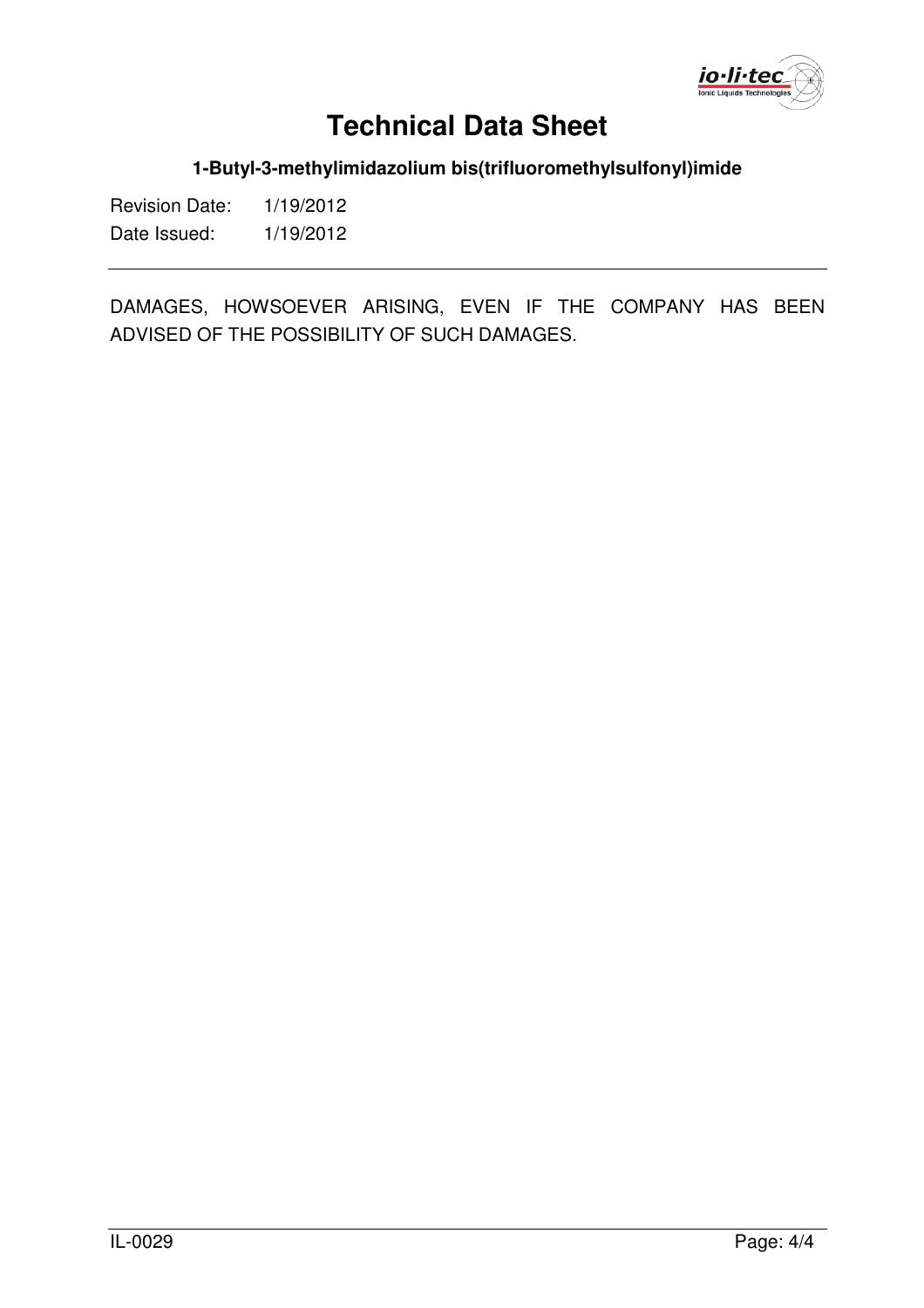DAMAGES, HOWSOEVER ARISING, EVEN IF THE COMPANY HAS BEEN ADVISED OF THE POSSIBILITY OF SUCH DAMAGES.